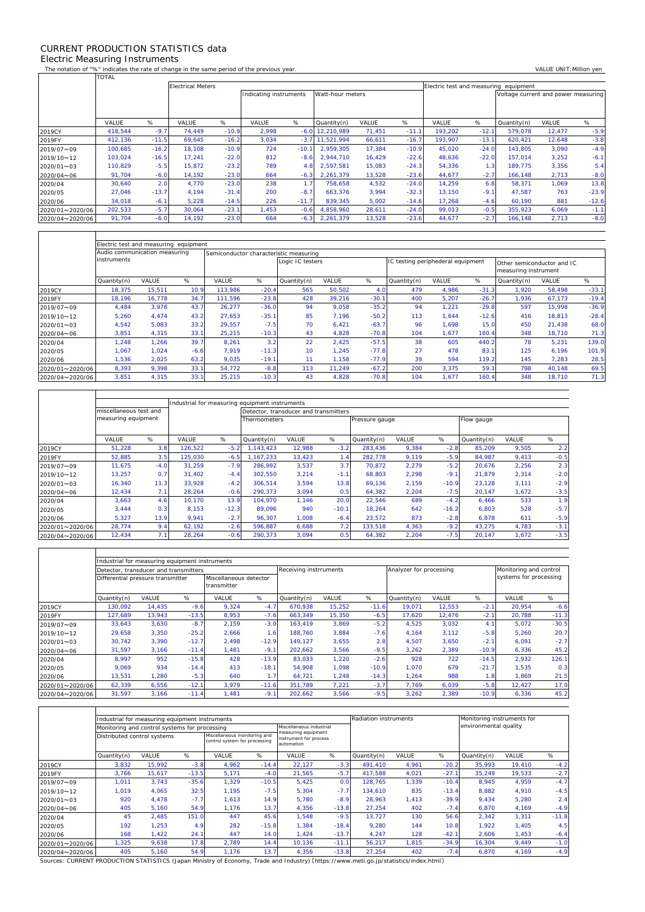# CURRENT PRODUCTION STATISTICS data

## Electric Measuring Instruments

The notation of "%" indicates the rate of change in the same period of the previous year.

VALUE UNIT:Million yen

| | TOTAL | | Electrical Meters | | | | | | | Electric test and measuring equipment | | | | |
|---|---|---|---|---|---|---|---|---|---|---|---|---|---|---|
| | | | | | Indicating instruments | | Watt-hour meters | | | | | Voltage current and power measuring | | |
| | VALUE | % | VALUE | % | VALUE | % | Quantity(n) | VALUE | % | VALUE | % | Quantity(n) | VALUE | % |
| 2019CY | 418,544 | -9.7 | 74,449 | -10.9 | 2,998 | -6.0 | 12,210,989 | 71,451 | -11.1 | 193,202 | -12.1 | 579,078 | 12,477 | -5.9 |
| 2019FY | 412,136 | -11.5 | 69,645 | -16.2 | 3,034 | -3.7 | 11,521,994 | 66,611 | -16.7 | 193,907 | -13.1 | 620,421 | 12,648 | -3.8 |
| 2019/07~09 | 100,685 | -16.2 | 18,108 | -10.9 | 724 | -10.1 | 2,959,305 | 17,384 | -10.9 | 45,020 | -24.0 | 143,805 | 3,090 | -4.9 |
| 2019/10~12 | 103,024 | -16.5 | 17,241 | -22.0 | 812 | -8.6 | 2,944,710 | 16,429 | -22.6 | 48,636 | -22.0 | 157,014 | 3,252 | -6.1 |
| 2020/01~03 | 110,829 | -5.5 | 15,872 | -23.2 | 789 | 4.8 | 2,597,581 | 15,083 | -24.3 | 54,336 | 1.3 | 189,775 | 3,356 | 5.4 |
| 2020/04~06 | 91,704 | -6.0 | 14,192 | -23.0 | 664 | -6.3 | 2,261,379 | 13,528 | -23.6 | 44,677 | -2.7 | 166,148 | 2,713 | -8.0 |
| 2020/04 | 30,640 | 2.0 | 4,770 | -23.0 | 238 | 1.7 | 758,658 | 4,532 | -24.0 | 14,259 | 6.8 | 58,371 | 1,069 | 13.8 |
| 2020/05 | 27,046 | -13.7 | 4,194 | -31.4 | 200 | -8.7 | 663,376 | 3,994 | -32.3 | 13,150 | -9.1 | 47,587 | 763 | -23.9 |
| 2020/06 | 34,018 | -6.1 | 5,228 | -14.5 | 226 | -11.7 | 839,345 | 5,002 | -14.6 | 17,268 | -4.6 | 60,190 | 881 | -12.6 |
| 2020/01~2020/06 | 202,533 | -5.7 | 30,064 | -23.1 | 1,453 | -0.6 | 4,858,960 | 28,611 | -24.0 | 99,013 | -0.5 | 355,923 | 6,069 | -1.1 |
| 2020/04~2020/06 | 91,704 | -6.0 | 14,192 | -23.0 | 664 | -6.3 | 2,261,379 | 13,528 | -23.6 | 44,677 | -2.7 | 166,148 | 2,713 | -8.0 |

| | Electric test and measuring equipment | | | | | | | | | | | | | |
|---|---|---|---|---|---|---|---|---|---|---|---|---|---|---|
| | Audio communication measuring instruments | | | Semiconductor characteristic measuring | | | | | | | | | | |
| | | | | | | Logic IC testers | | | IC testing peripheheral equipment | | | Other semiconductor and IC measuring instrument | | |
| | Quantity(n) | VALUE | % | VALUE | % | Quantity(n) | VALUE | % | Quantity(n) | VALUE | % | Quantity(n) | VALUE | % |
| 2019CY | 18,375 | 15,511 | 10.9 | 113,986 | -20.4 | 565 | 50,502 | 4.0 | 479 | 4,986 | -31.3 | 1,920 | 58,498 | -33.1 |
| 2019FY | 18,196 | 16,778 | 34.7 | 111,596 | -23.8 | 428 | 39,216 | -30.1 | 400 | 5,207 | -26.7 | 1,936 | 67,173 | -19.4 |
| 2019/07~09 | 4,484 | 3,978 | 43.7 | 26,277 | -36.0 | 94 | 9,058 | -35.2 | 94 | 1,221 | -29.8 | 597 | 15,998 | -36.9 |
| 2019/10~12 | 5,260 | 4,474 | 43.2 | 27,653 | -35.1 | 85 | 7,196 | -50.2 | 113 | 1,644 | -12.6 | 416 | 18,813 | -28.4 |
| 2020/01~03 | 4,542 | 5,083 | 33.2 | 29,557 | -7.5 | 70 | 6,421 | -63.7 | 96 | 1,698 | 15.0 | 450 | 21,438 | 68.0 |
| 2020/04~06 | 3,851 | 4,315 | 33.1 | 25,215 | -10.3 | 43 | 4,828 | -70.8 | 104 | 1,677 | 160.4 | 348 | 18,710 | 71.3 |
| 2020/04 | 1,248 | 1,266 | 39.7 | 8,261 | 3.2 | 22 | 2,425 | -57.5 | 38 | 605 | 440.2 | 78 | 5,231 | 139.0 |
| 2020/05 | 1,067 | 1,024 | -6.6 | 7,919 | -11.3 | 10 | 1,245 | -77.8 | 27 | 478 | 83.1 | 125 | 6,196 | 101.9 |
| 2020/06 | 1,536 | 2,025 | 63.2 | 9,035 | -19.1 | 11 | 1,158 | -77.9 | 39 | 594 | 119.2 | 145 | 7,283 | 28.5 |
| 2020/01~2020/06 | 8,393 | 9,398 | 33.1 | 54,772 | -8.8 | 113 | 11,249 | -67.2 | 200 | 3,375 | 59.1 | 798 | 40,148 | 69.5 |
| 2020/04~2020/06 | 3,851 | 4,315 | 33.1 | 25,215 | -10.3 | 43 | 4,828 | -70.8 | 104 | 1,677 | 160.4 | 348 | 18,710 | 71.3 |

| | | | Industrial for measuring equipment instruments | | | | | | | | | | | |
|---|---|---|---|---|---|---|---|---|---|---|---|---|---|---|
| | miscellaneous test and measuring equipment | | | | Detector, transducer and transmitters | | | | | | | | | |
| | | | | | Thermometers | | | Pressure gauge | | | Flow gauge | | | |
| | VALUE | % | VALUE | % | Quantity(n) | VALUE | % | Quantity(n) | VALUE | % | Quantity(n) | VALUE | % |
| 2019CY | 51,228 | 3.8 | 126,522 | -5.2 | 1,143,423 | 12,988 | -3.2 | 283,436 | 9,384 | -2.8 | 85,209 | 9,505 | 2.2 |
| 2019FY | 52,885 | 3.5 | 125,030 | -6.5 | 1,167,233 | 13,423 | 1.4 | 282,778 | 9,119 | -5.9 | 84,987 | 9,413 | -0.5 |
| 2019/07~09 | 11,675 | -4.0 | 31,259 | -7.9 | 286,992 | 3,537 | 3.7 | 70,872 | 2,279 | -5.2 | 20,676 | 2,256 | 2.3 |
| 2019/10~12 | 13,257 | 0.7 | 31,402 | -4.4 | 302,550 | 3,214 | -1.1 | 68,803 | 2,298 | -9.1 | 21,879 | 2,314 | -2.0 |
| 2020/01~03 | 16,340 | 11.3 | 33,928 | -4.2 | 306,514 | 3,594 | 13.8 | 69,136 | 2,159 | -10.9 | 23,128 | 3,111 | -2.9 |
| 2020/04~06 | 12,434 | 7.1 | 28,264 | -0.6 | 290,373 | 3,094 | 0.5 | 64,382 | 2,204 | -7.5 | 20,147 | 1,672 | -3.5 |
| 2020/04 | 3,663 | 4.6 | 10,170 | 13.9 | 104,970 | 1,146 | 20.0 | 22,546 | 689 | -4.2 | 6,466 | 533 | 1.9 |
| 2020/05 | 3,444 | 0.3 | 8,153 | -12.3 | 89,096 | 940 | -10.1 | 18,264 | 642 | -16.2 | 6,803 | 528 | -5.7 |
| 2020/06 | 5,327 | 13.9 | 9,941 | -2.7 | 96,307 | 1,008 | -6.4 | 23,572 | 873 | -2.8 | 6,878 | 611 | -5.9 |
| 2020/01~2020/06 | 28,774 | 9.4 | 62,192 | -2.6 | 596,887 | 6,688 | 7.2 | 133,518 | 4,363 | -9.2 | 43,275 | 4,783 | -3.1 |
| 2020/04~2020/06 | 12,434 | 7.1 | 28,264 | -0.6 | 290,373 | 3,094 | 0.5 | 64,382 | 2,204 | -7.5 | 20,147 | 1,672 | -3.5 |

| | Industrial for measuring equipment instruments | | | | | | | | | | | | |
|---|---|---|---|---|---|---|---|---|---|---|---|---|---|
| | Detector, transducer and transmitters | | | | | Receiving instrruments | | | Analyzer for processing | | | Monitoring and control systems for processing | |
| | Differential pressure transmitter | | | Miscellaneous detector transmitter | | | | | | | | | |
| | Quantity(n) | VALUE | % | VALUE | % | Quantity(n) | VALUE | % | Quantity(n) | VALUE | % | VALUE | % |
| 2019CY | 130,092 | 14,435 | -9.6 | 9,324 | -4.7 | 670,938 | 15,252 | -11.6 | 19,071 | 12,553 | -2.1 | 20,954 | -6.6 |
| 2019FY | 127,689 | 13,943 | -13.5 | 8,953 | -7.6 | 663,349 | 15,350 | -6.5 | 17,620 | 12,476 | -2.1 | 20,788 | -11.3 |
| 2019/07~09 | 33,643 | 3,630 | -8.7 | 2,159 | -3.0 | 163,419 | 3,869 | -5.2 | 4,525 | 3,032 | 4.1 | 5,072 | -30.5 |
| 2019/10~12 | 29,658 | 3,350 | -25.2 | 2,666 | 1.6 | 188,760 | 3,884 | -7.6 | 4,164 | 3,112 | -5.8 | 5,260 | 20.7 |
| 2020/01~03 | 30,742 | 3,390 | -12.7 | 2,498 | -12.9 | 149,127 | 3,655 | 2.8 | 4,507 | 3,650 | -2.1 | 6,091 | -2.7 |
| 2020/04~06 | 31,597 | 3,166 | -11.4 | 1,481 | -9.1 | 202,662 | 3,566 | -9.5 | 3,262 | 2,389 | -10.9 | 6,336 | 45.2 |
| 2020/04 | 8,997 | 952 | -15.8 | 428 | -13.9 | 83,033 | 1,220 | -2.6 | 928 | 722 | -14.5 | 2,932 | 126.1 |
| 2020/05 | 9,069 | 934 | -14.4 | 413 | -18.1 | 54,908 | 1,098 | -10.9 | 1,070 | 679 | -21.7 | 1,535 | 0.3 |
| 2020/06 | 13,531 | 1,280 | -5.3 | 640 | 1.7 | 64,721 | 1,248 | -14.3 | 1,264 | 988 | 1.8 | 1,869 | 21.5 |
| 2020/01~2020/06 | 62,339 | 6,556 | -12.1 | 3,979 | -11.6 | 351,789 | 7,221 | -3.7 | 7,769 | 6,039 | -5.8 | 12,427 | 17.0 |
| 2020/04~2020/06 | 31,597 | 3,166 | -11.4 | 1,481 | -9.1 | 202,662 | 3,566 | -9.5 | 3,262 | 2,389 | -10.9 | 6,336 | 45.2 |

| | Industrial for measuring equipment instruments | | | | | | | Radiation instruments | | | Monitoring instruments for environmental quality | | |
|---|---|---|---|---|---|---|---|---|---|---|---|---|---|
| | Monitoring and control systems for processing | | | | | Miscellaneous industrial measuring equipment instrument for process automation | | | | | | | |
| | Distributed control systems | | | Miscellaneous monitoring and control system for processing | | | | | | | | | |
| | Quantity(n) | VALUE | % | VALUE | % | VALUE | % | Quantity(n) | VALUE | % | Quantity(n) | VALUE | % |
| 2019CY | 3,832 | 15,992 | -3.8 | 4,962 | -14.4 | 22,127 | -3.3 | 491,410 | 4,961 | -20.2 | 35,993 | 19,410 | -4.2 |
| 2019FY | 3,766 | 15,617 | -13.5 | 5,171 | -4.0 | 21,565 | -5.7 | 417,588 | 4,021 | -27.1 | 35,249 | 19,533 | -2.7 |
| 2019/07~09 | 1,011 | 3,743 | -35.6 | 1,329 | -10.5 | 5,425 | 0.0 | 128,765 | 1,339 | -10.4 | 8,945 | 4,959 | -4.7 |
| 2019/10~12 | 1,019 | 4,065 | 32.5 | 1,195 | -7.5 | 5,304 | -7.7 | 134,610 | 835 | -13.4 | 8,882 | 4,910 | -4.5 |
| 2020/01~03 | 920 | 4,478 | -7.7 | 1,613 | 14.9 | 5,780 | -8.9 | 28,963 | 1,413 | -39.9 | 9,434 | 5,280 | 2.4 |
| 2020/04~06 | 405 | 5,160 | 54.9 | 1,176 | 13.7 | 4,356 | -13.8 | 27,254 | 402 | -7.4 | 6,870 | 4,169 | -4.9 |
| 2020/04 | 45 | 2,485 | 151.0 | 447 | 45.6 | 1,548 | -9.5 | 13,727 | 130 | 56.6 | 2,342 | 1,311 | -11.8 |
| 2020/05 | 192 | 1,253 | 4.9 | 282 | -15.8 | 1,384 | -18.4 | 9,280 | 144 | 10.8 | 1,922 | 1,405 | 4.5 |
| 2020/06 | 168 | 1,422 | 24.1 | 447 | 14.0 | 1,424 | -13.7 | 4,247 | 128 | -42.1 | 2,606 | 1,453 | -6.4 |
| 2020/01~2020/06 | 1,325 | 9,638 | 17.8 | 2,789 | 14.4 | 10,136 | -11.1 | 56,217 | 1,815 | -34.9 | 16,304 | 9,449 | -1.0 |
| 2020/04~2020/06 | 405 | 5,160 | 54.9 | 1,176 | 13.7 | 4,356 | -13.8 | 27,254 | 402 | -7.4 | 6,870 | 4,169 | -4.9 |

Sources: CURRENT PRODUCTION STATISTICS (Japan Ministry of Economy, Trade and Industry) [https://www.meti.go.jp/statistics/index.html]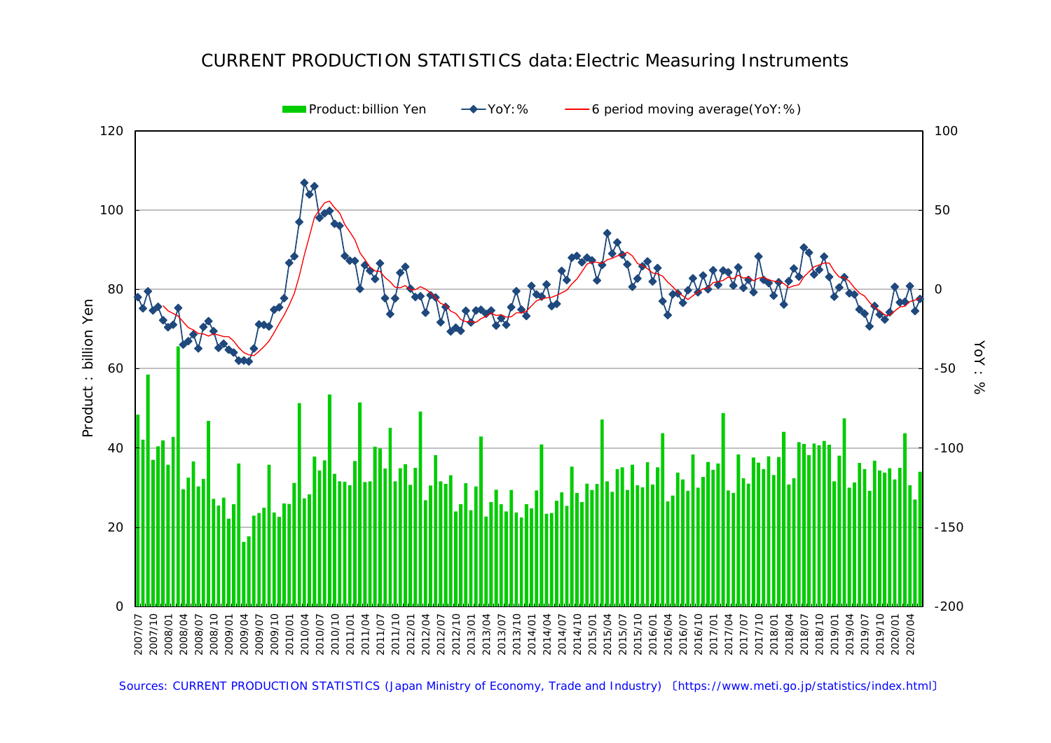CURRENT PRODUCTION STATISTICS data:Electric Measuring Instruments

Product:billion Yen
YoY:%
6 period moving average(YoY:%)

Product : billion Yen

120
100
80
60
40
20
0

YoY : %

100
50
0
-50
-100
-150
-200

2007/07
2007/10
2008/01
2008/04
2008/07
2008/10
2009/01
2009/04
2009/07
2009/10
2010/01
2010/04
2010/07
2010/10
2011/01
2011/04
2011/07
2011/10
2012/01
2012/04
2012/07
2012/10
2013/01
2013/04
2013/07
2013/10
2014/01
2014/04
2014/07
2014/10
2015/01
2015/04
2015/07
2015/10
2016/01
2016/04
2016/07
2016/10
2017/01
2017/04
2017/07
2017/10
2018/01
2018/04
2018/07
2018/10
2019/01
2019/04
2019/07
2019/10
2020/01
2020/04

Sources: CURRENT PRODUCTION STATISTICS (Japan Ministry of Economy, Trade and Industry) 〔https://www.meti.go.jp/statistics/index.html〕